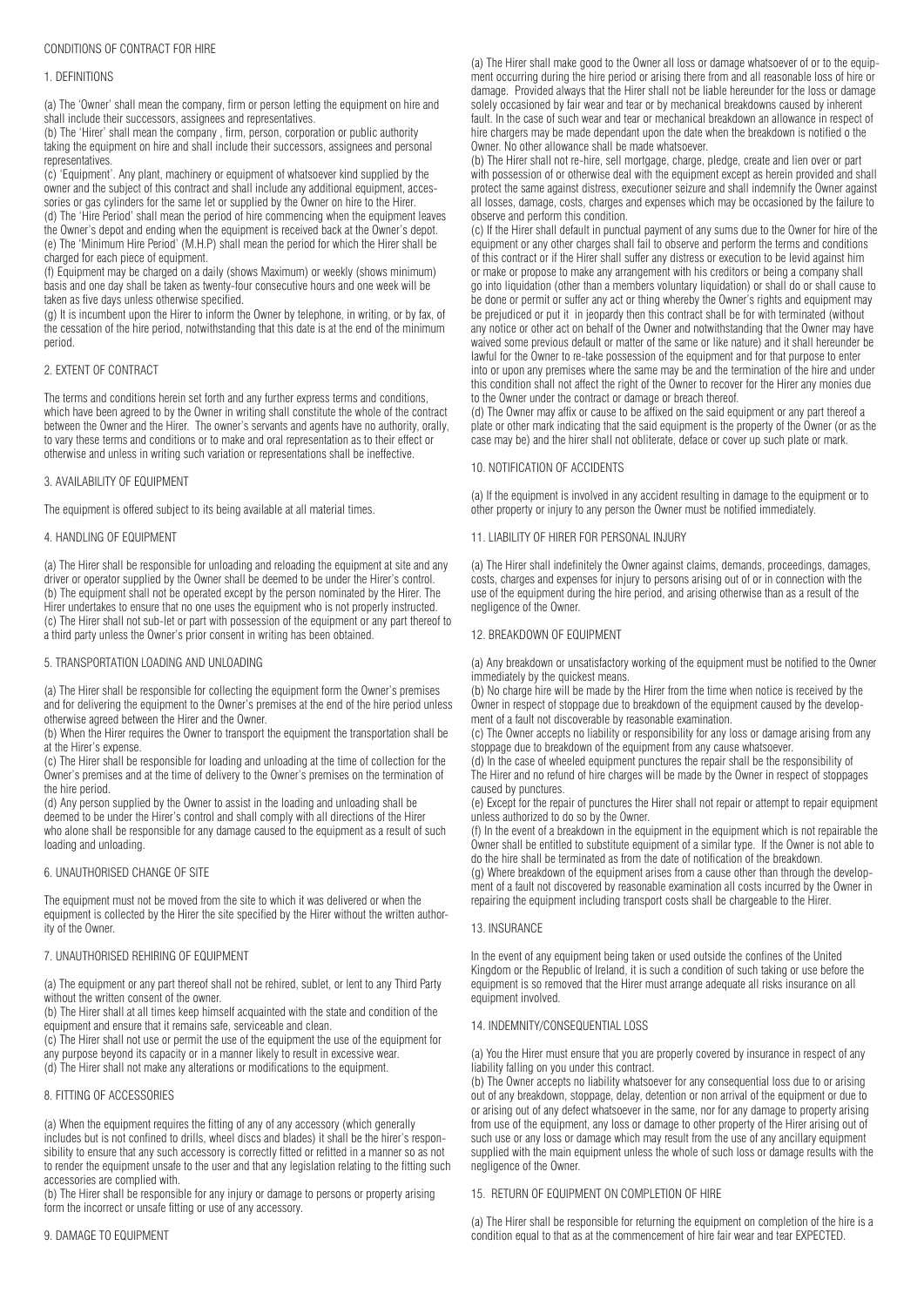# CONDITIONS OF CONTRACT FOR HIRE

## 1. DEFINITIONS

(a) The 'Owner' shall mean the company, firm or person letting the equipment on hire and shall include their successors, assignees and representatives.
(b) The 'Hirer' shall mean the company , firm, person, corporation or public authority taking the equipment on hire and shall include their successors, assignees and personal representatives.
(c) 'Equipment'. Any plant, machinery or equipment of whatsoever kind supplied by the owner and the subject of this contract and shall include any additional equipment, accessories or gas cylinders for the same let or supplied by the Owner on hire to the Hirer.
(d) The 'Hire Period' shall mean the period of hire commencing when the equipment leaves the Owner's depot and ending when the equipment is received back at the Owner's depot.
(e) The 'Minimum Hire Period' (M.H.P) shall mean the period for which the Hirer shall be charged for each piece of equipment.
(f) Equipment may be charged on a daily (shows Maximum) or weekly (shows minimum) basis and one day shall be taken as twenty-four consecutive hours and one week will be taken as five days unless otherwise specified.
(g) It is incumbent upon the Hirer to inform the Owner by telephone, in writing, or by fax, of the cessation of the hire period, notwithstanding that this date is at the end of the minimum period.

## 2. EXTENT OF CONTRACT

The terms and conditions herein set forth and any further express terms and conditions, which have been agreed to by the Owner in writing shall constitute the whole of the contract between the Owner and the Hirer. The owner's servants and agents have no authority, orally, to vary these terms and conditions or to make and oral representation as to their effect or otherwise and unless in writing such variation or representations shall be ineffective.

## 3. AVAILABILITY OF EQUIPMENT

The equipment is offered subject to its being available at all material times.

## 4. HANDLING OF EQUIPMENT

(a) The Hirer shall be responsible for unloading and reloading the equipment at site and any driver or operator supplied by the Owner shall be deemed to be under the Hirer's control.
(b) The equipment shall not be operated except by the person nominated by the Hirer. The Hirer undertakes to ensure that no one uses the equipment who is not properly instructed.
(c) The Hirer shall not sub-let or part with possession of the equipment or any part thereof to a third party unless the Owner's prior consent in writing has been obtained.

## 5. TRANSPORTATION LOADING AND UNLOADING

(a) The Hirer shall be responsible for collecting the equipment form the Owner's premises and for delivering the equipment to the Owner's premises at the end of the hire period unless otherwise agreed between the Hirer and the Owner.
(b) When the Hirer requires the Owner to transport the equipment the transportation shall be at the Hirer's expense.
(c) The Hirer shall be responsible for loading and unloading at the time of collection for the Owner's premises and at the time of delivery to the Owner's premises on the termination of the hire period.
(d) Any person supplied by the Owner to assist in the loading and unloading shall be deemed to be under the Hirer's control and shall comply with all directions of the Hirer who alone shall be responsible for any damage caused to the equipment as a result of such loading and unloading.

## 6. UNAUTHORISED CHANGE OF SITE

The equipment must not be moved from the site to which it was delivered or when the equipment is collected by the Hirer the site specified by the Hirer without the written authority of the Owner.

## 7. UNAUTHORISED REHIRING OF EQUIPMENT

(a) The equipment or any part thereof shall not be rehired, sublet, or lent to any Third Party without the written consent of the owner.
(b) The Hirer shall at all times keep himself acquainted with the state and condition of the equipment and ensure that it remains safe, serviceable and clean.
(c) The Hirer shall not use or permit the use of the equipment the use of the equipment for any purpose beyond its capacity or in a manner likely to result in excessive wear.
(d) The Hirer shall not make any alterations or modifications to the equipment.

## 8. FITTING OF ACCESSORIES

(a) When the equipment requires the fitting of any of any accessory (which generally includes but is not confined to drills, wheel discs and blades) it shall be the hirer's responsibility to ensure that any such accessory is correctly fitted or refitted in a manner so as not to render the equipment unsafe to the user and that any legislation relating to the fitting such accessories are complied with.
(b) The Hirer shall be responsible for any injury or damage to persons or property arising form the incorrect or unsafe fitting or use of any accessory.

## 9. DAMAGE TO EQUIPMENT

(a) The Hirer shall make good to the Owner all loss or damage whatsoever of or to the equipment occurring during the hire period or arising there from and all reasonable loss of hire or damage. Provided always that the Hirer shall not be liable hereunder for the loss or damage solely occasioned by fair wear and tear or by mechanical breakdowns caused by inherent fault. In the case of such wear and tear or mechanical breakdown an allowance in respect of hire chargers may be made dependant upon the date when the breakdown is notified o the Owner. No other allowance shall be made whatsoever.
(b) The Hirer shall not re-hire, sell mortgage, charge, pledge, create and lien over or part with possession of or otherwise deal with the equipment except as herein provided and shall protect the same against distress, executioner seizure and shall indemnify the Owner against all losses, damage, costs, charges and expenses which may be occasioned by the failure to observe and perform this condition.
(c) If the Hirer shall default in punctual payment of any sums due to the Owner for hire of the equipment or any other charges shall fail to observe and perform the terms and conditions of this contract or if the Hirer shall suffer any distress or execution to be levid against him or make or propose to make any arrangement with his creditors or being a company shall go into liquidation (other than a members voluntary liquidation) or shall do or shall cause to be done or permit or suffer any act or thing whereby the Owner's rights and equipment may be prejudiced or put it in jeopardy then this contract shall be for with terminated (without any notice or other act on behalf of the Owner and notwithstanding that the Owner may have waived some previous default or matter of the same or like nature) and it shall hereunder be lawful for the Owner to re-take possession of the equipment and for that purpose to enter into or upon any premises where the same may be and the termination of the hire and under this condition shall not affect the right of the Owner to recover for the Hirer any monies due to the Owner under the contract or damage or breach thereof.
(d) The Owner may affix or cause to be affixed on the said equipment or any part thereof a plate or other mark indicating that the said equipment is the property of the Owner (or as the case may be) and the hirer shall not obliterate, deface or cover up such plate or mark.

## 10. NOTIFICATION OF ACCIDENTS

(a) If the equipment is involved in any accident resulting in damage to the equipment or to other property or injury to any person the Owner must be notified immediately.

## 11. LIABILITY OF HIRER FOR PERSONAL INJURY

(a) The Hirer shall indefinitely the Owner against claims, demands, proceedings, damages, costs, charges and expenses for injury to persons arising out of or in connection with the use of the equipment during the hire period, and arising otherwise than as a result of the negligence of the Owner.

## 12. BREAKDOWN OF EQUIPMENT

(a) Any breakdown or unsatisfactory working of the equipment must be notified to the Owner immediately by the quickest means.
(b) No charge hire will be made by the Hirer from the time when notice is received by the Owner in respect of stoppage due to breakdown of the equipment caused by the development of a fault not discoverable by reasonable examination.
(c) The Owner accepts no liability or responsibility for any loss or damage arising from any stoppage due to breakdown of the equipment from any cause whatsoever.
(d) In the case of wheeled equipment punctures the repair shall be the responsibility of The Hirer and no refund of hire charges will be made by the Owner in respect of stoppages caused by punctures.
(e) Except for the repair of punctures the Hirer shall not repair or attempt to repair equipment unless authorized to do so by the Owner.
(f) In the event of a breakdown in the equipment in the equipment which is not repairable the Owner shall be entitled to substitute equipment of a similar type. If the Owner is not able to do the hire shall be terminated as from the date of notification of the breakdown.
(g) Where breakdown of the equipment arises from a cause other than through the development of a fault not discovered by reasonable examination all costs incurred by the Owner in repairing the equipment including transport costs shall be chargeable to the Hirer.

## 13. INSURANCE

In the event of any equipment being taken or used outside the confines of the United Kingdom or the Republic of Ireland, it is such a condition of such taking or use before the equipment is so removed that the Hirer must arrange adequate all risks insurance on all equipment involved.

## 14. INDEMNITY/CONSEQUENTIAL LOSS

(a) You the Hirer must ensure that you are properly covered by insurance in respect of any liability falling on you under this contract.
(b) The Owner accepts no liability whatsoever for any consequential loss due to or arising out of any breakdown, stoppage, delay, detention or non arrival of the equipment or due to or arising out of any defect whatsoever in the same, nor for any damage to property arising from use of the equipment, any loss or damage to other property of the Hirer arising out of such use or any loss or damage which may result from the use of any ancillary equipment supplied with the main equipment unless the whole of such loss or damage results with the negligence of the Owner.

## 15. RETURN OF EQUIPMENT ON COMPLETION OF HIRE

(a) The Hirer shall be responsible for returning the equipment on completion of the hire is a condition equal to that as at the commencement of hire fair wear and tear EXPECTED.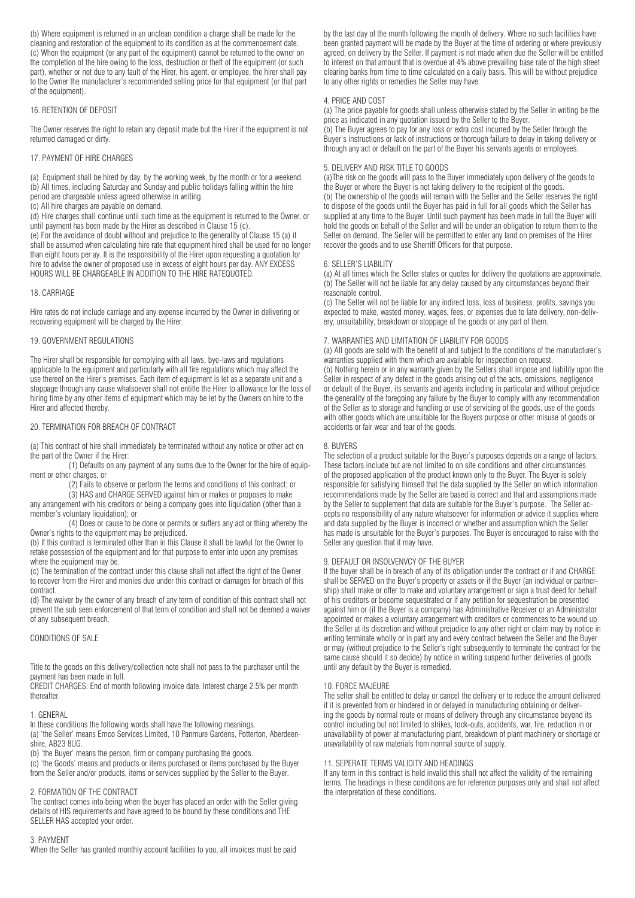(b) Where equipment is returned in an unclean condition a charge shall be made for the cleaning and restoration of the equipment to its condition as at the commencement date.
(c) When the equipment (or any part of the equipment) cannot be returned to the owner on the completion of the hire owing to the loss, destruction or theft of the equipment (or such part), whether or not due to any fault of the Hirer, his agent, or employee, the hirer shall pay to the Owner the manufacturer's recommended selling price for that equipment (or that part of the equipment).

16. RETENTION OF DEPOSIT

The Owner reserves the right to retain any deposit made but the Hirer if the equipment is not returned damaged or dirty.

17. PAYMENT OF HIRE CHARGES

(a) Equipment shall be hired by day, by the working week, by the month or for a weekend.
(b) All times, including Saturday and Sunday and public holidays falling within the hire period are chargeable unless agreed otherwise in writing.
(c) All hire charges are payable on demand.
(d) Hire charges shall continue until such time as the equipment is returned to the Owner, or until payment has been made by the Hirer as described in Clause 15 (c).
(e) For the avoidance of doubt without and prejudice to the generality of Clause 15 (a) it shall be assumed when calculating hire rate that equipment hired shall be used for no longer than eight hours per ay. It is the responsibility of the Hirer upon requesting a quotation for hire to advise the owner of proposed use in excess of eight hours per day. ANY EXCESS HOURS WILL BE CHARGEABLE IN ADDITION TO THE HIRE RATEQUOTED.

18. CARRIAGE

Hire rates do not include carriage and any expense incurred by the Owner in delivering or recovering equipment will be charged by the Hirer.

19. GOVERNMENT REGULATIONS

The Hirer shall be responsible for complying with all laws, bye-laws and regulations applicable to the equipment and particularly with all fire regulations which may affect the use thereof on the Hirer's premises. Each item of equipment is let as a separate unit and a stoppage through any cause whatsoever shall not entitle the Hirer to allowance for the loss of hiring time by any other items of equipment which may be let by the Owners on hire to the Hirer and affected thereby.

20. TERMINATION FOR BREACH OF CONTRACT

(a) This contract of hire shall immediately be terminated without any notice or other act on the part of the Owner if the Hirer:

(1) Defaults on any payment of any sums due to the Owner for the hire of equipment or other charges; or

(2) Fails to observe or perform the terms and conditions of this contract; or

(3) HAS and CHARGE SERVED against him or makes or proposes to make any arrangement with his creditors or being a company goes into liquidation (other than a member's voluntary liquidation); or

(4) Does or cause to be done or permits or suffers any act or thing whereby the Owner's rights to the equipment may be prejudiced.

(b) If this contract is terminated other than in this Clause it shall be lawful for the Owner to retake possession of the equipment and for that purpose to enter into upon any premises where the equipment may be.
(c) The termination of the contract under this clause shall not affect the right of the Owner to recover from the Hirer and monies due under this contract or damages for breach of this contract.
(d) The waiver by the owner of any breach of any term of condition of this contract shall not prevent the sub seen enforcement of that term of condition and shall not be deemed a waiver of any subsequent breach.

CONDITIONS OF SALE

Title to the goods on this delivery/collection note shall not pass to the purchaser until the payment has been made in full.
CREDIT CHARGES: End of month following invoice date. Interest charge 2.5% per month thereafter.

1. GENERAL

In these conditions the following words shall have the following meanings.
(a) 'the Seller' means Emco Services Limited, 10 Panmure Gardens, Potterton, Aberdeenshire, AB23 8UG.
(b) 'the Buyer' means the person, firm or company purchasing the goods.
(c) 'the Goods' means and products or items purchased or items purchased by the Buyer from the Seller and/or products, items or services supplied by the Seller to the Buyer.

2. FORMATION OF THE CONTRACT

The contract comes into being when the buyer has placed an order with the Seller giving details of HIS requirements and have agreed to be bound by these conditions and THE SELLER HAS accepted your order.

3. PAYMENT

When the Seller has granted monthly account facilities to you, all invoices must be paid by the last day of the month following the month of delivery. Where no such facilities have been granted payment will be made by the Buyer at the time of ordering or where previously agreed, on delivery by the Seller. If payment is not made when due the Seller will be entitled to interest on that amount that is overdue at 4% above prevailing base rate of the high street clearing banks from time to time calculated on a daily basis. This will be without prejudice to any other rights or remedies the Seller may have.

4. PRICE AND COST

(a) The price payable for goods shall unless otherwise stated by the Seller in writing be the price as indicated in any quotation issued by the Seller to the Buyer.
(b) The Buyer agrees to pay for any loss or extra cost incurred by the Seller through the Buyer's instructions or lack of instructions or thorough failure to delay in taking delivery or through any act or default on the part of the Buyer his servants agents or employees.

5. DELIVERY AND RISK TITLE TO GOODS

(a)The risk on the goods will pass to the Buyer immediately upon delivery of the goods to the Buyer or where the Buyer is not taking delivery to the recipient of the goods.
(b) The ownership of the goods will remain with the Seller and the Seller reserves the right to dispose of the goods until the Buyer has paid in full for all goods which the Seller has supplied at any time to the Buyer. Until such payment has been made in full the Buyer will hold the goods on behalf of the Seller and will be under an obligation to return them to the Seller on demand. The Seller will be permitted to enter any land on premises of the Hirer recover the goods and to use Sherriff Officers for that purpose.

6. SELLER'S LIABILITY

(a) At all times which the Seller states or quotes for delivery the quotations are approximate.
(b) The Seller will not be liable for any delay caused by any circumstances beyond their reasonable control.
(c) The Seller will not be liable for any indirect loss, loss of business, profits, savings you expected to make, wasted money, wages, fees, or expenses due to late delivery, non-delivery, unsuitability, breakdown or stoppage of the goods or any part of them.

7. WARRANTIES AND LIMITATION OF LIABILITY FOR GOODS

(a) All goods are sold with the benefit of and subject to the conditions of the manufacturer's warranties supplied with them which are available for inspection on request.
(b) Nothing herein or in any warranty given by the Sellers shall impose and liability upon the Seller in respect of any defect in the goods arising out of the acts, omissions, negligence or default of the Buyer, its servants and agents including in particular and without prejudice the generality of the foregoing any failure by the Buyer to comply with any recommendation of the Seller as to storage and handling or use of servicing of the goods, use of the goods with other goods which are unsuitable for the Buyers purpose or other misuse of goods or accidents or fair wear and tear of the goods.

8. BUYERS

The selection of a product suitable for the Buyer's purposes depends on a range of factors. These factors include but are not limited to on site conditions and other circumstances of the proposed application of the product known only to the Buyer. The Buyer is solely responsible for satisfying himself that the data supplied by the Seller on which information recommendations made by the Seller are based is correct and that and assumptions made by the Seller to supplement that data are suitable for the Buyer's purpose. The Seller accepts no responsibility of any nature whatsoever for information or advice it supplies where and data supplied by the Buyer is incorrect or whether and assumption which the Seller has made is unsuitable for the Buyer's purposes. The Buyer is encouraged to raise with the Seller any question that it may have.

9. DEFAULT OR INSOLVENVCY OF THE BUYER

If the buyer shall be in breach of any of its obligation under the contract or if and CHARGE shall be SERVED on the Buyer's property or assets or if the Buyer (an individual or partnership) shall make or offer to make and voluntary arrangement or sign a trust deed for behalf of his creditors or become sequestrated or if any petition for sequestration be presented against him or (if the Buyer is a company) has Administrative Receiver or an Administrator appointed or makes a voluntary arrangement with creditors or commences to be wound up the Seller at its discretion and without prejudice to any other right or claim may by notice in writing terminate wholly or in part any and every contract between the Seller and the Buyer or may (without prejudice to the Seller's right subsequently to terminate the contract for the same cause should it so decide) by notice in writing suspend further deliveries of goods until any default by the Buyer is remedied.

10. FORCE MAJEURE

The seller shall be entitled to delay or cancel the delivery or to reduce the amount delivered if it is prevented from or hindered in or delayed in manufacturing obtaining or delivering the goods by normal route or means of delivery through any circumstance beyond its control including but not limited to strikes, lock-outs, accidents, war, fire, reduction in or unavailability of power at manufacturing plant, breakdown of plant machinery or shortage or unavailability of raw materials from normal source of supply.

11. SEPERATE TERMS VALIDITY AND HEADINGS

If any term in this contract is held invalid this shall not affect the validity of the remaining terms. The headings in these conditions are for reference purposes only and shall not affect the interpretation of these conditions.